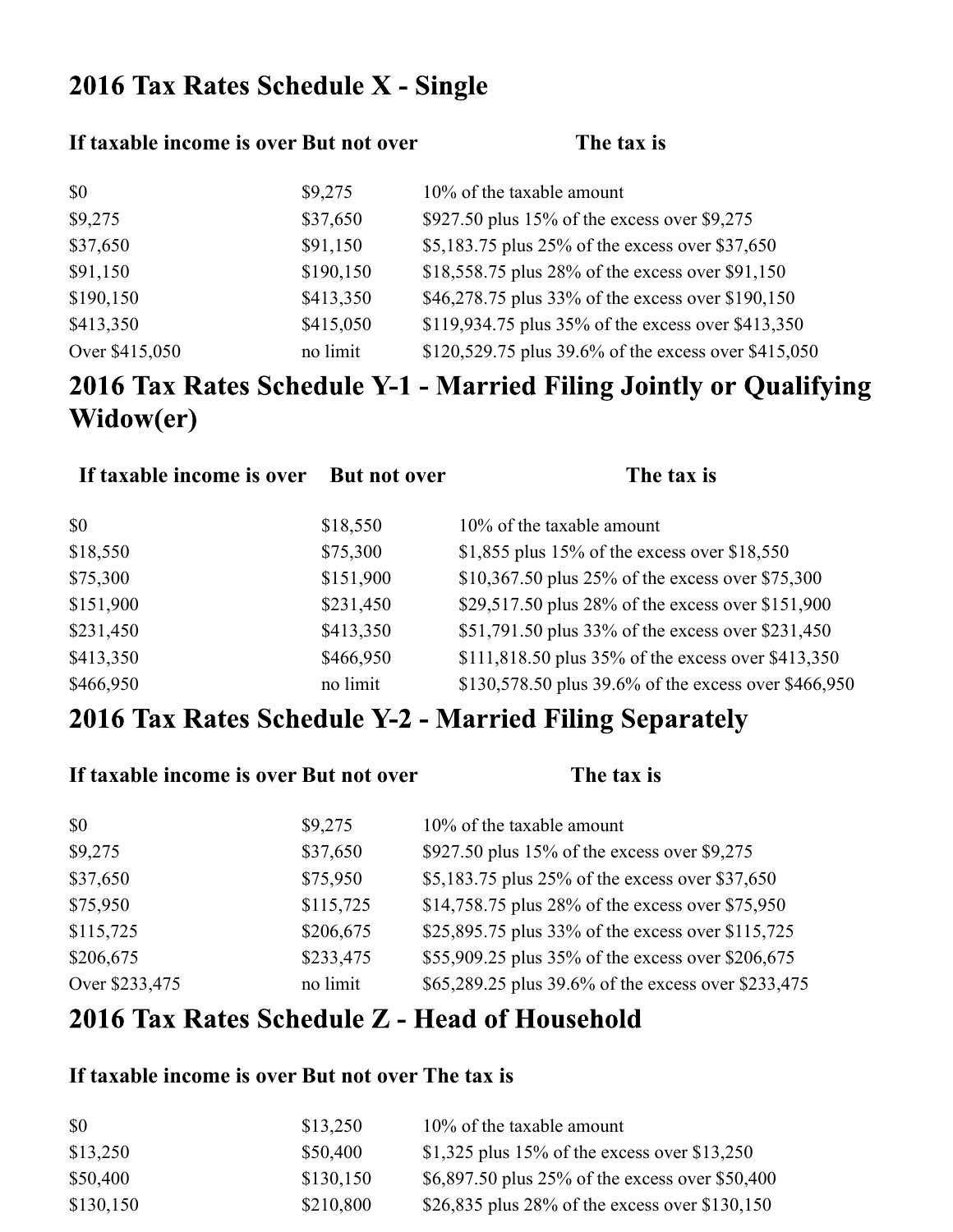## 2016 Tax Rates Schedule X - Single

| If taxable income is over | But not over | The tax is |
|---|---|---|
| $0 | $9,275 | 10% of the taxable amount |
| $9,275 | $37,650 | $927.50 plus 15% of the excess over $9,275 |
| $37,650 | $91,150 | $5,183.75 plus 25% of the excess over $37,650 |
| $91,150 | $190,150 | $18,558.75 plus 28% of the excess over $91,150 |
| $190,150 | $413,350 | $46,278.75 plus 33% of the excess over $190,150 |
| $413,350 | $415,050 | $119,934.75 plus 35% of the excess over $413,350 |
| Over $415,050 | no limit | $120,529.75 plus 39.6% of the excess over $415,050 |

## 2016 Tax Rates Schedule Y-1 - Married Filing Jointly or Qualifying Widow(er)

| If taxable income is over | But not over | The tax is |
|---|---|---|
| $0 | $18,550 | 10% of the taxable amount |
| $18,550 | $75,300 | $1,855 plus 15% of the excess over $18,550 |
| $75,300 | $151,900 | $10,367.50 plus 25% of the excess over $75,300 |
| $151,900 | $231,450 | $29,517.50 plus 28% of the excess over $151,900 |
| $231,450 | $413,350 | $51,791.50 plus 33% of the excess over $231,450 |
| $413,350 | $466,950 | $111,818.50 plus 35% of the excess over $413,350 |
| $466,950 | no limit | $130,578.50 plus 39.6% of the excess over $466,950 |

## 2016 Tax Rates Schedule Y-2 - Married Filing Separately

| If taxable income is over | But not over | The tax is |
|---|---|---|
| $0 | $9,275 | 10% of the taxable amount |
| $9,275 | $37,650 | $927.50 plus 15% of the excess over $9,275 |
| $37,650 | $75,950 | $5,183.75 plus 25% of the excess over $37,650 |
| $75,950 | $115,725 | $14,758.75 plus 28% of the excess over $75,950 |
| $115,725 | $206,675 | $25,895.75 plus 33% of the excess over $115,725 |
| $206,675 | $233,475 | $55,909.25 plus 35% of the excess over $206,675 |
| Over $233,475 | no limit | $65,289.25 plus 39.6% of the excess over $233,475 |

## 2016 Tax Rates Schedule Z - Head of Household

| If taxable income is over | But not over | The tax is |
|---|---|---|
| $0 | $13,250 | 10% of the taxable amount |
| $13,250 | $50,400 | $1,325 plus 15% of the excess over $13,250 |
| $50,400 | $130,150 | $6,897.50 plus 25% of the excess over $50,400 |
| $130,150 | $210,800 | $26,835 plus 28% of the excess over $130,150 |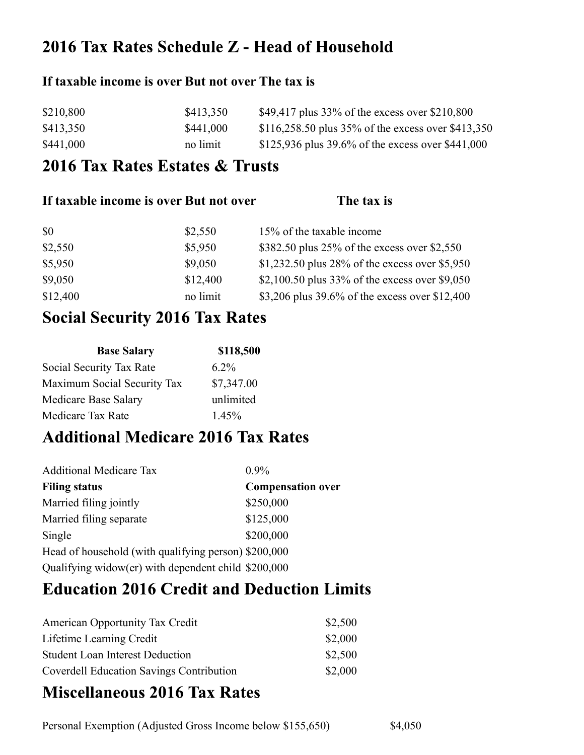## 2016 Tax Rates Schedule Z - Head of Household

| If taxable income is over | But not over | The tax is |
|---|---|---|
| \$210,800 | \$413,350 | \$49,417 plus 33% of the excess over \$210,800 |
| \$413,350 | \$441,000 | \$116,258.50 plus 35% of the excess over \$413,350 |
| \$441,000 | no limit | \$125,936 plus 39.6% of the excess over \$441,000 |

## 2016 Tax Rates Estates & Trusts

| If taxable income is over | But not over | The tax is |
|---|---|---|
| \$0 | \$2,550 | 15% of the taxable income |
| \$2,550 | \$5,950 | \$382.50 plus 25% of the excess over \$2,550 |
| \$5,950 | \$9,050 | \$1,232.50 plus 28% of the excess over \$5,950 |
| \$9,050 | \$12,400 | \$2,100.50 plus 33% of the excess over \$9,050 |
| \$12,400 | no limit | \$3,206 plus 39.6% of the excess over \$12,400 |

## Social Security 2016 Tax Rates

| Base Salary | \$118,500 |
|---|---|
| Social Security Tax Rate | 6.2% |
| Maximum Social Security Tax | \$7,347.00 |
| Medicare Base Salary | unlimited |
| Medicare Tax Rate | 1.45% |

## Additional Medicare 2016 Tax Rates

| Additional Medicare Tax | 0.9% |
|---|---|
| **Filing status** | **Compensation over** |
| Married filing jointly | \$250,000 |
| Married filing separate | \$125,000 |
| Single | \$200,000 |
| Head of household (with qualifying person) | \$200,000 |
| Qualifying widow(er) with dependent child | \$200,000 |

## Education 2016 Credit and Deduction Limits

| | |
|---|---|
| American Opportunity Tax Credit | \$2,500 |
| Lifetime Learning Credit | \$2,000 |
| Student Loan Interest Deduction | \$2,500 |
| Coverdell Education Savings Contribution | \$2,000 |

## Miscellaneous 2016 Tax Rates

| | |
|---|---|
| Personal Exemption (Adjusted Gross Income below \$155,650) | \$4,050 |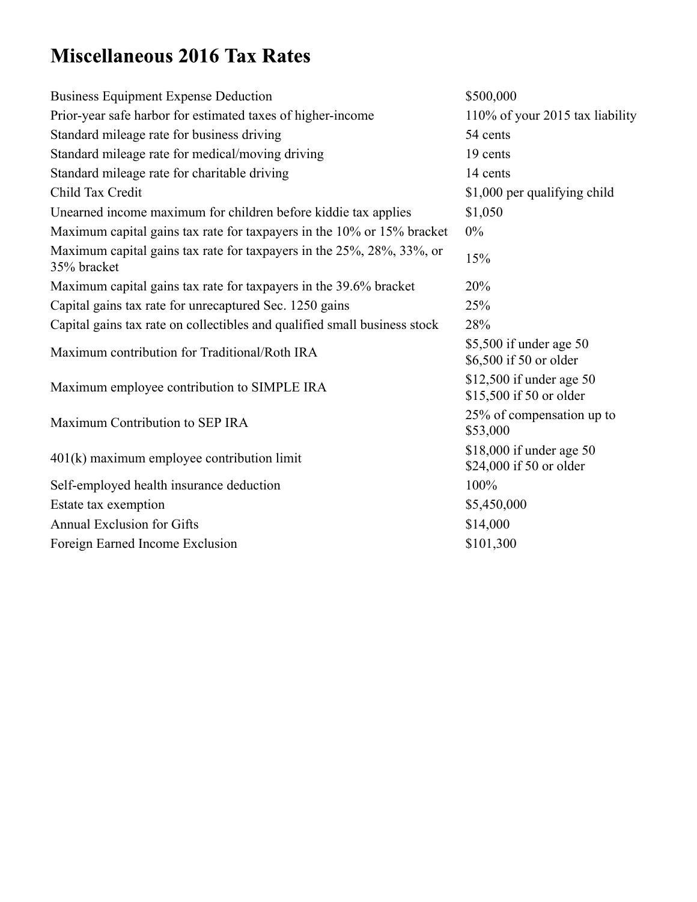# Miscellaneous 2016 Tax Rates

| | |
|---|---|
| Business Equipment Expense Deduction | $500,000 |
| Prior-year safe harbor for estimated taxes of higher-income | 110% of your 2015 tax liability |
| Standard mileage rate for business driving | 54 cents |
| Standard mileage rate for medical/moving driving | 19 cents |
| Standard mileage rate for charitable driving | 14 cents |
| Child Tax Credit | $1,000 per qualifying child |
| Unearned income maximum for children before kiddie tax applies | $1,050 |
| Maximum capital gains tax rate for taxpayers in the 10% or 15% bracket | 0% |
| Maximum capital gains tax rate for taxpayers in the 25%, 28%, 33%, or 35% bracket | 15% |
| Maximum capital gains tax rate for taxpayers in the 39.6% bracket | 20% |
| Capital gains tax rate for unrecaptured Sec. 1250 gains | 25% |
| Capital gains tax rate on collectibles and qualified small business stock | 28% |
| Maximum contribution for Traditional/Roth IRA | $5,500 if under age 50<br>$6,500 if 50 or older |
| Maximum employee contribution to SIMPLE IRA | $12,500 if under age 50<br>$15,500 if 50 or older |
| Maximum Contribution to SEP IRA | 25% of compensation up to $53,000 |
| 401(k) maximum employee contribution limit | $18,000 if under age 50<br>$24,000 if 50 or older |
| Self-employed health insurance deduction | 100% |
| Estate tax exemption | $5,450,000 |
| Annual Exclusion for Gifts | $14,000 |
| Foreign Earned Income Exclusion | $101,300 |